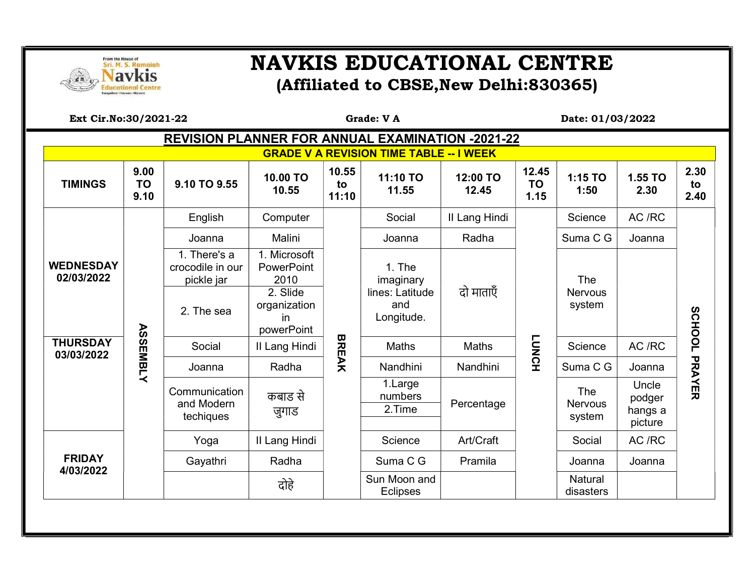# NAVKIS EDUCATIONAL CENTRE

## (Affiliated to CBSE,New Delhi:830365)

**Ext Cir.No:30/2021-22** **Grade: V A** **Date: 01/03/2022**

## REVISION PLANNER FOR ANNUAL EXAMINATION -2021-22

### GRADE V A REVISION TIME TABLE -- I WEEK

| TIMINGS | 9.00 TO 9.10 | 9.10 TO 9.55 | 10.00 TO 10.55 | 10.55 to 11:10 | 11:10 TO 11.55 | 12:00 TO 12.45 | 12.45 TO 1.15 | 1:15 TO 1:50 | 1.55 TO 2.30 | 2.30 to 2.40 |
|---|---|---|---|---|---|---|---|---|---|---|
| WEDNESDAY 02/03/2022 | ASSEMBLY | English | Computer | BREAK | Social | II Lang Hindi | LUNCH | Science | AC /RC | SCHOOL PRAYER |
| | | Joanna | Malini | | Joanna | Radha | | Suma C G | Joanna | |
| | | 1. There's a crocodile in our pickle jar<br>2. The sea | 1. Microsoft PowerPoint 2010<br>2. Slide organization in powerPoint | | 1. The imaginary lines: Latitude and Longitude. | दो माताएँ | | The Nervous system | | |
| THURSDAY 03/03/2022 | | Social | II Lang Hindi | | Maths | Maths | | Science | AC /RC | |
| | | Joanna | Radha | | Nandhini | Nandhini | | Suma C G | Joanna | |
| | | Communication and Modern techiques | कबाड से जुगाड | | 1.Large numbers<br>2.Time | Percentage | | The Nervous system | Uncle podger hangs a picture | |
| FRIDAY 4/03/2022 | | Yoga | II Lang Hindi | | Science | Art/Craft | | Social | AC /RC | |
| | | Gayathri | Radha | | Suma C G | Pramila | | Joanna | Joanna | |
| | | | दोहे | | Sun Moon and Eclipses | | | Natural disasters | | |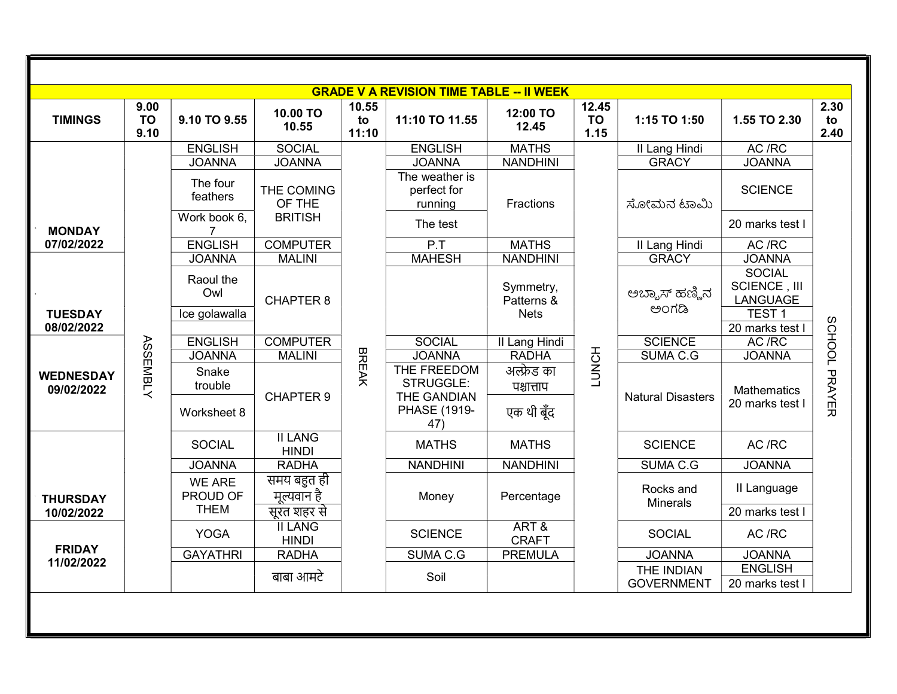## GRADE V A REVISION TIME TABLE -- II WEEK

| TIMINGS | 9.00 TO 9.10 | 9.10 TO 9.55 | 10.00 TO 10.55 | 10.55 to 11:10 | 11:10 TO 11.55 | 12:00 TO 12.45 | 12.45 TO 1.15 | 1:15 TO 1:50 | 1.55 TO 2.30 | 2.30 to 2.40 |
|---|---|---|---|---|---|---|---|---|---|---|
| MONDAY 07/02/2022 | ASSEMBLY | ENGLISH | SOCIAL | BREAK | ENGLISH | MATHS | LUNCH | II Lang Hindi | AC /RC | SCHOOL PRAYER |
| | | JOANNA | JOANNA | | JOANNA | NANDHINI | | GRACY | JOANNA | |
| | | The four feathers | THE COMING OF THE BRITISH | | The weather is perfect for running | Fractions | | ಸೋಮನ ಟಾಮಿ | SCIENCE | |
| | | Work book 6, 7 | | | The test | | | | 20 marks test I | |
| TUESDAY 08/02/2022 | | ENGLISH | COMPUTER | | P.T | MATHS | | II Lang Hindi | AC /RC | |
| | | JOANNA | MALINI | | MAHESH | NANDHINI | | GRACY | JOANNA | |
| | | Raoul the Owl | CHAPTER 8 | | | Symmetry, Patterns & Nets | | ಅಬ್ಬಾಸ್ ಹಣ್ಣಿನ ಅಂಗಡಿ | SOCIAL SCIENCE , III LANGUAGE | |
| | | Ice golawalla | | | | | | | TEST 1 | |
| | | | | | | | | | 20 marks test I | |
| WEDNESDAY 09/02/2022 | | ENGLISH | COMPUTER | | SOCIAL | II Lang Hindi | | SCIENCE | AC /RC | |
| | | JOANNA | MALINI | | JOANNA | RADHA | | SUMA C.G | JOANNA | |
| | | Snake trouble | CHAPTER 9 | | THE FREEDOM STRUGGLE: THE GANDIAN PHASE (1919-47) | अल्फ्रेड का पश्चात्ताप | | Natural Disasters | Mathematics 20 marks test I | |
| | | Worksheet 8 | | | | एक थी बूँद | | | | |
| THURSDAY 10/02/2022 | | SOCIAL | II LANG HINDI | | MATHS | MATHS | | SCIENCE | AC /RC | |
| | | JOANNA | RADHA | | NANDHINI | NANDHINI | | SUMA C.G | JOANNA | |
| | | WE ARE PROUD OF THEM | समय बहुत ही मूल्यवान है | | Money | Percentage | | Rocks and Minerals | II Language | |
| | | | सूरत शहर से | | | | | | 20 marks test I | |
| FRIDAY 11/02/2022 | | YOGA | II LANG HINDI | | SCIENCE | ART & CRAFT | | SOCIAL | AC /RC | |
| | | GAYATHRI | RADHA | | SUMA C.G | PREMULA | | JOANNA | JOANNA | |
| | | | बाबा आमटे | | Soil | | | THE INDIAN GOVERNMENT | ENGLISH | |
| | | | | | | | | | 20 marks test I | |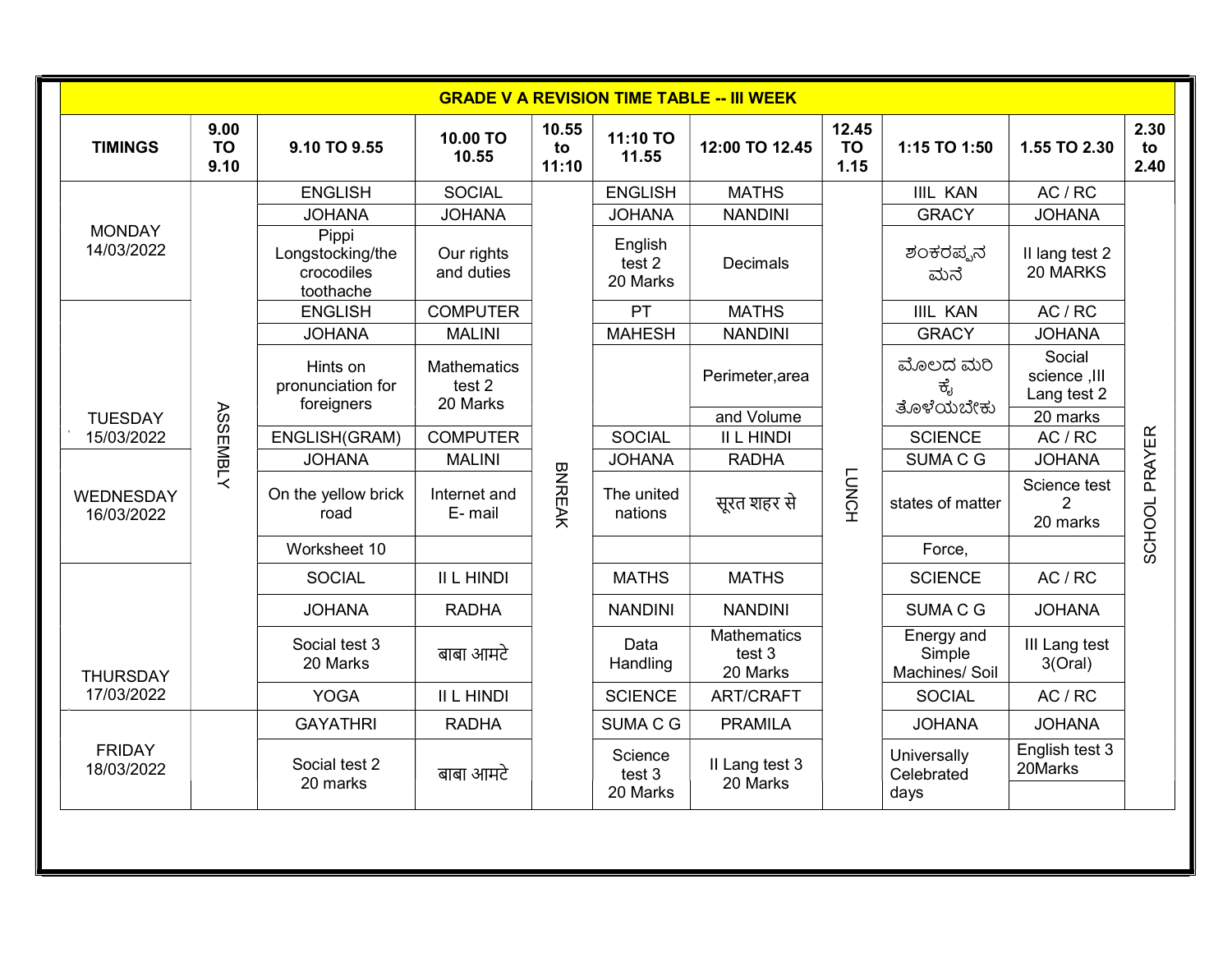| GRADE V A REVISION TIME TABLE -- III WEEK | | | | | | | | | | |
|---|---|---|---|---|---|---|---|---|---|---|
| **TIMINGS** | **9.00 TO 9.10** | **9.10 TO 9.55** | **10.00 TO 10.55** | **10.55 to 11:10** | **11:10 TO 11.55** | **12:00 TO 12.45** | **12.45 TO 1.15** | **1:15 TO 1:50** | **1.55 TO 2.30** | **2.30 to 2.40** |
| MONDAY 14/03/2022 | ASSEMBLY | ENGLISH | SOCIAL | BNREAK | ENGLISH | MATHS | LUNCH | IIIL KAN | AC / RC | SCHOOL PRAYER |
| | | JOHANA | JOHANA | | JOHANA | NANDINI | | GRACY | JOHANA | |
| | | Pippi Longstocking/the crocodiles toothache | Our rights and duties | | English test 2 20 Marks | Decimals | | ಶಂಕರಪ್ಪನ ಮನೆ | II lang test 2 20 MARKS | |
| TUESDAY 15/03/2022 | | ENGLISH | COMPUTER | | PT | MATHS | | IIIL KAN | AC / RC | |
| | | JOHANA | MALINI | | MAHESH | NANDINI | | GRACY | JOHANA | |
| | | Hints on pronunciation for foreigners | Mathematics test 2 20 Marks | | | Perimeter,area and Volume | | ಮೊಲದ ಮರಿ ಕೈ ತೊಳೆಯಬೇಕು | Social science ,III Lang test 2 20 marks | |
| WEDNESDAY 16/03/2022 | | ENGLISH(GRAM) | COMPUTER | | SOCIAL | II L HINDI | | SCIENCE | AC / RC | |
| | | JOHANA | MALINI | | JOHANA | RADHA | | SUMA C G | JOHANA | |
| | | On the yellow brick road | Internet and E- mail | | The united nations | सूरत शहर से | | states of matter | Science test 2 20 marks | |
| | | Worksheet 10 | | | | | | Force, | | |
| THURSDAY 17/03/2022 | | SOCIAL | II L HINDI | | MATHS | MATHS | | SCIENCE | AC / RC | |
| | | JOHANA | RADHA | | NANDINI | NANDINI | | SUMA C G | JOHANA | |
| | | Social test 3 20 Marks | बाबा आमटे | | Data Handling | Mathematics test 3 20 Marks | | Energy and Simple Machines/ Soil | III Lang test 3(Oral) | |
| | | YOGA | II L HINDI | | SCIENCE | ART/CRAFT | | SOCIAL | AC / RC | |
| FRIDAY 18/03/2022 | | GAYATHRI | RADHA | | SUMA C G | PRAMILA | | JOHANA | JOHANA | |
| | | Social test 2 20 marks | बाबा आमटे | | Science test 3 20 Marks | II Lang test 3 20 Marks | | Universally Celebrated days | English test 3 20Marks | |